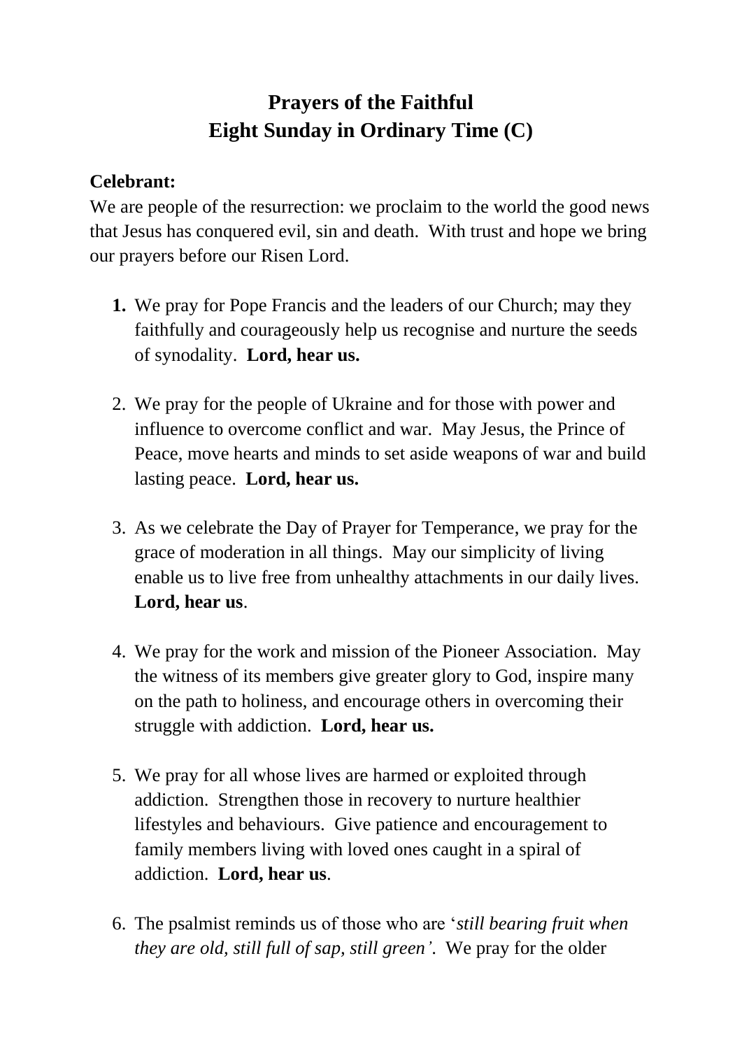# Prayers of the Faithful
# Eight Sunday in Ordinary Time (C)

**Celebrant:**
We are people of the resurrection: we proclaim to the world the good news that Jesus has conquered evil, sin and death. With trust and hope we bring our prayers before our Risen Lord.

1. We pray for Pope Francis and the leaders of our Church; may they faithfully and courageously help us recognise and nurture the seeds of synodality. **Lord, hear us.**

2. We pray for the people of Ukraine and for those with power and influence to overcome conflict and war. May Jesus, the Prince of Peace, move hearts and minds to set aside weapons of war and build lasting peace. **Lord, hear us.**

3. As we celebrate the Day of Prayer for Temperance, we pray for the grace of moderation in all things. May our simplicity of living enable us to live free from unhealthy attachments in our daily lives. **Lord, hear us**.

4. We pray for the work and mission of the Pioneer Association. May the witness of its members give greater glory to God, inspire many on the path to holiness, and encourage others in overcoming their struggle with addiction. **Lord, hear us.**

5. We pray for all whose lives are harmed or exploited through addiction. Strengthen those in recovery to nurture healthier lifestyles and behaviours. Give patience and encouragement to family members living with loved ones caught in a spiral of addiction. **Lord, hear us**.

6. The psalmist reminds us of those who are '*still bearing fruit when they are old, still full of sap, still green'*. We pray for the older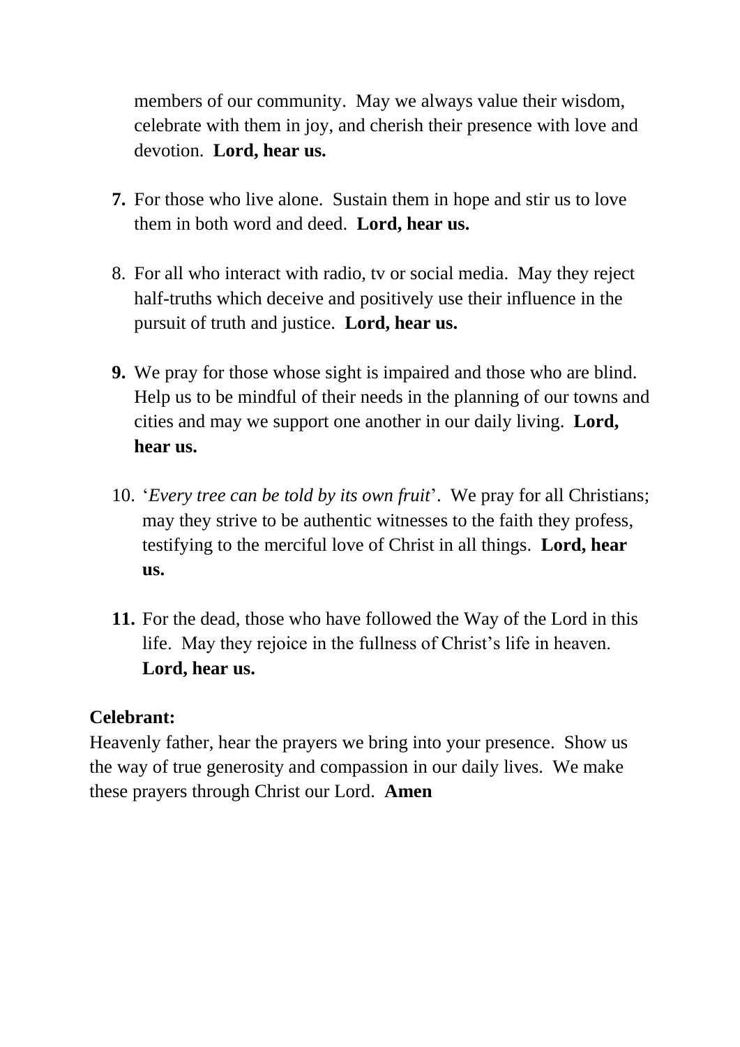members of our community.  May we always value their wisdom, celebrate with them in joy, and cherish their presence with love and devotion.  **Lord, hear us.**

7. For those who live alone.  Sustain them in hope and stir us to love them in both word and deed.  **Lord, hear us.**

8. For all who interact with radio, tv or social media.  May they reject half-truths which deceive and positively use their influence in the pursuit of truth and justice.  **Lord, hear us.**

9. We pray for those whose sight is impaired and those who are blind.  Help us to be mindful of their needs in the planning of our towns and cities and may we support one another in our daily living.  **Lord, hear us.**

10. '*Every tree can be told by its own fruit*'.  We pray for all Christians; may they strive to be authentic witnesses to the faith they profess, testifying to the merciful love of Christ in all things.  **Lord, hear us.**

11. For the dead, those who have followed the Way of the Lord in this life.  May they rejoice in the fullness of Christ's life in heaven.  **Lord, hear us.**

**Celebrant:**
Heavenly father, hear the prayers we bring into your presence.  Show us the way of true generosity and compassion in our daily lives.  We make these prayers through Christ our Lord.  **Amen**